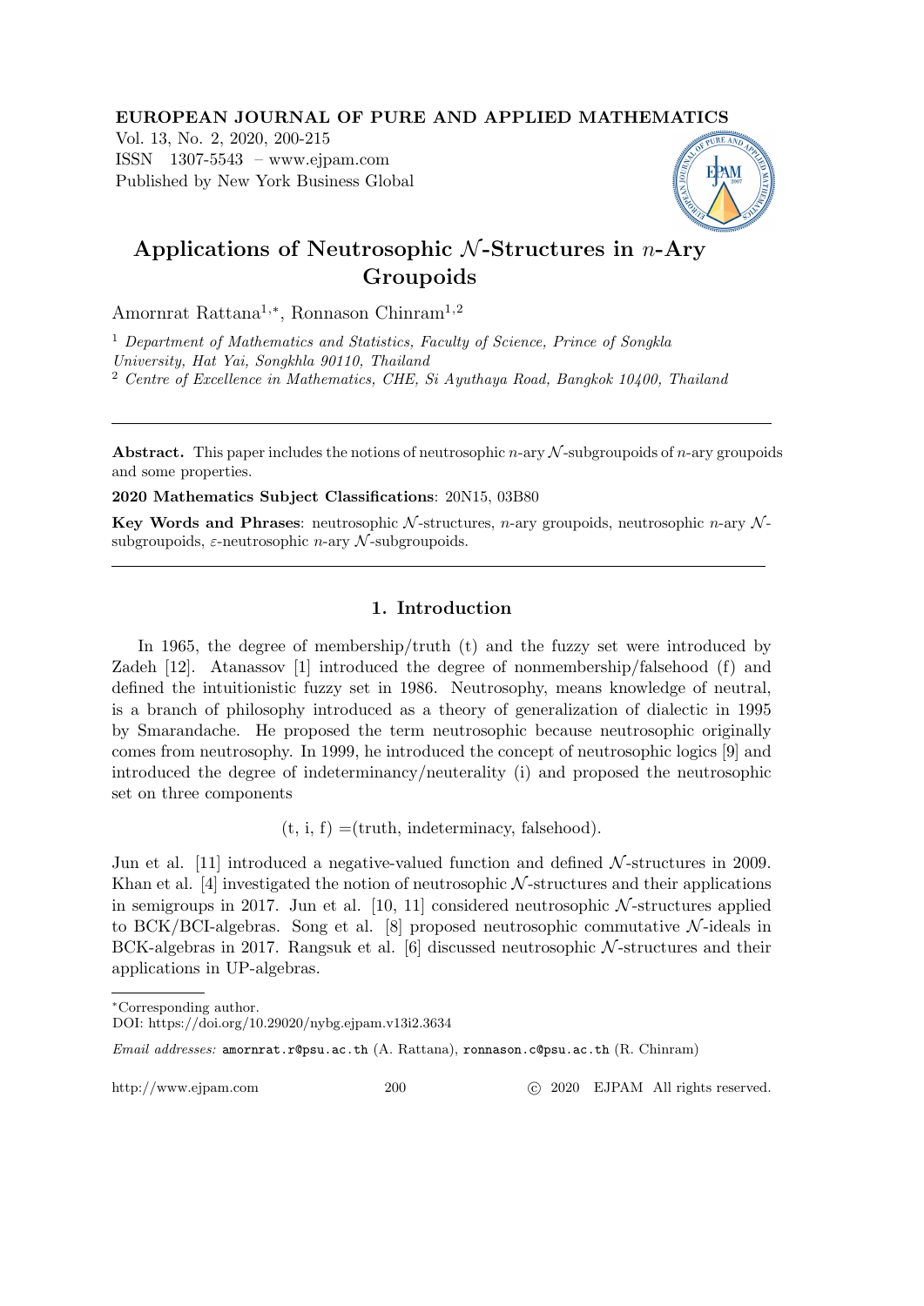**EUROPEAN JOURNAL OF PURE AND APPLIED MATHEMATICS**

Vol. 13, No. 2, 2020, 200-215
ISSN 1307-5543 – www.ejpam.com
Published by New York Business Global

# Applications of Neutrosophic $\mathcal{N}$-Structures in $n$-Ary Groupoids

Amornrat Rattana[1,*], Ronnason Chinram[1,2]

[1] *Department of Mathematics and Statistics, Faculty of Science, Prince of Songkla University, Hat Yai, Songkhla 90110, Thailand*

[2] *Centre of Excellence in Mathematics, CHE, Si Ayuthaya Road, Bangkok 10400, Thailand*

---

**Abstract.** This paper includes the notions of neutrosophic $n$-ary $\mathcal{N}$-subgroupoids of $n$-ary groupoids and some properties.

**2020 Mathematics Subject Classifications**: 20N15, 03B80

**Key Words and Phrases**: neutrosophic $\mathcal{N}$-structures, $n$-ary groupoids, neutrosophic $n$-ary $\mathcal{N}$-subgroupoids, $\varepsilon$-neutrosophic $n$-ary $\mathcal{N}$-subgroupoids.

---

## 1. Introduction

In 1965, the degree of membership/truth (t) and the fuzzy set were introduced by Zadeh [12]. Atanassov [1] introduced the degree of nonmembership/falsehood (f) and defined the intuitionistic fuzzy set in 1986. Neutrosophy, means knowledge of neutral, is a branch of philosophy introduced as a theory of generalization of dialectic in 1995 by Smarandache. He proposed the term neutrosophic because neutrosophic originally comes from neutrosophy. In 1999, he introduced the concept of neutrosophic logics [9] and introduced the degree of indeterminancy/neuterality (i) and proposed the neutrosophic set on three components

$$(\text{t, i, f}) = (\text{truth, indeterminacy, falsehood}).$$

Jun et al. [11] introduced a negative-valued function and defined $\mathcal{N}$-structures in 2009. Khan et al. [4] investigated the notion of neutrosophic $\mathcal{N}$-structures and their applications in semigroups in 2017. Jun et al. [10, 11] considered neutrosophic $\mathcal{N}$-structures applied to BCK/BCI-algebras. Song et al. [8] proposed neutrosophic commutative $\mathcal{N}$-ideals in BCK-algebras in 2017. Rangsuk et al. [6] discussed neutrosophic $\mathcal{N}$-structures and their applications in UP-algebras.

---

*Corresponding author.

DOI: https://doi.org/10.29020/nybg.ejpam.v13i2.3634

*Email addresses:* amornrat.r@psu.ac.th (A. Rattana), ronnason.c@psu.ac.th (R. Chinram)

http://www.ejpam.com © 2020 EJPAM All rights reserved.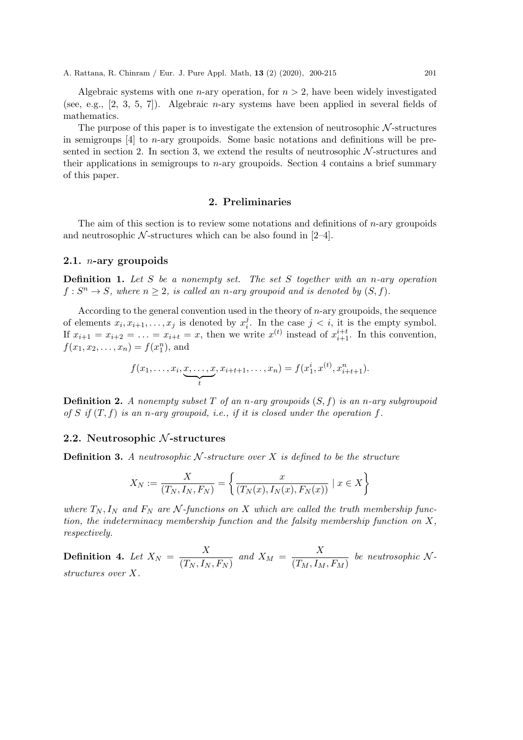Algebraic systems with one $n$-ary operation, for $n > 2$, have been widely investigated (see, e.g., [2, 3, 5, 7]). Algebraic $n$-ary systems have been applied in several fields of mathematics.

The purpose of this paper is to investigate the extension of neutrosophic $\mathcal{N}$-structures in semigroups [4] to $n$-ary groupoids. Some basic notations and definitions will be presented in section 2. In section 3, we extend the results of neutrosophic $\mathcal{N}$-structures and their applications in semigroups to $n$-ary groupoids. Section 4 contains a brief summary of this paper.

## 2. Preliminaries

The aim of this section is to review some notations and definitions of $n$-ary groupoids and neutrosophic $\mathcal{N}$-structures which can be also found in [2–4].

### 2.1. $n$-ary groupoids

**Definition 1.** *Let $S$ be a nonempty set. The set $S$ together with an $n$-ary operation $f : S^n \to S$, where $n \geq 2$, is called an $n$-ary groupoid and is denoted by $(S, f)$.*

According to the general convention used in the theory of $n$-ary groupoids, the sequence of elements $x_i, x_{i+1}, \ldots, x_j$ is denoted by $x_i^j$. In the case $j < i$, it is the empty symbol. If $x_{i+1} = x_{i+2} = \ldots = x_{i+t} = x$, then we write $x^{(t)}$ instead of $x_{i+1}^{i+t}$. In this convention, $f(x_1, x_2, \ldots, x_n) = f(x_1^n)$, and

$$f(x_1, \ldots, x_i, \underbrace{x, \ldots, x}_{t}, x_{i+t+1}, \ldots, x_n) = f(x_1^i, x^{(t)}, x_{i+t+1}^n).$$

**Definition 2.** *A nonempty subset $T$ of an $n$-ary groupoids $(S, f)$ is an $n$-ary subgroupoid of $S$ if $(T, f)$ is an $n$-ary groupoid, i.e., if it is closed under the operation $f$.*

### 2.2. Neutrosophic $\mathcal{N}$-structures

**Definition 3.** *A neutrosophic $\mathcal{N}$-structure over $X$ is defined to be the structure*

$$X_N := \frac{X}{(T_N, I_N, F_N)} = \left\{ \frac{x}{(T_N(x), I_N(x), F_N(x))} \mid x \in X \right\}$$

*where $T_N, I_N$ and $F_N$ are $\mathcal{N}$-functions on $X$ which are called the truth membership function, the indeterminacy membership function and the falsity membership function on $X$, respectively.*

**Definition 4.** *Let $X_N = \dfrac{X}{(T_N, I_N, F_N)}$ and $X_M = \dfrac{X}{(T_M, I_M, F_M)}$ be neutrosophic $\mathcal{N}$-structures over $X$.*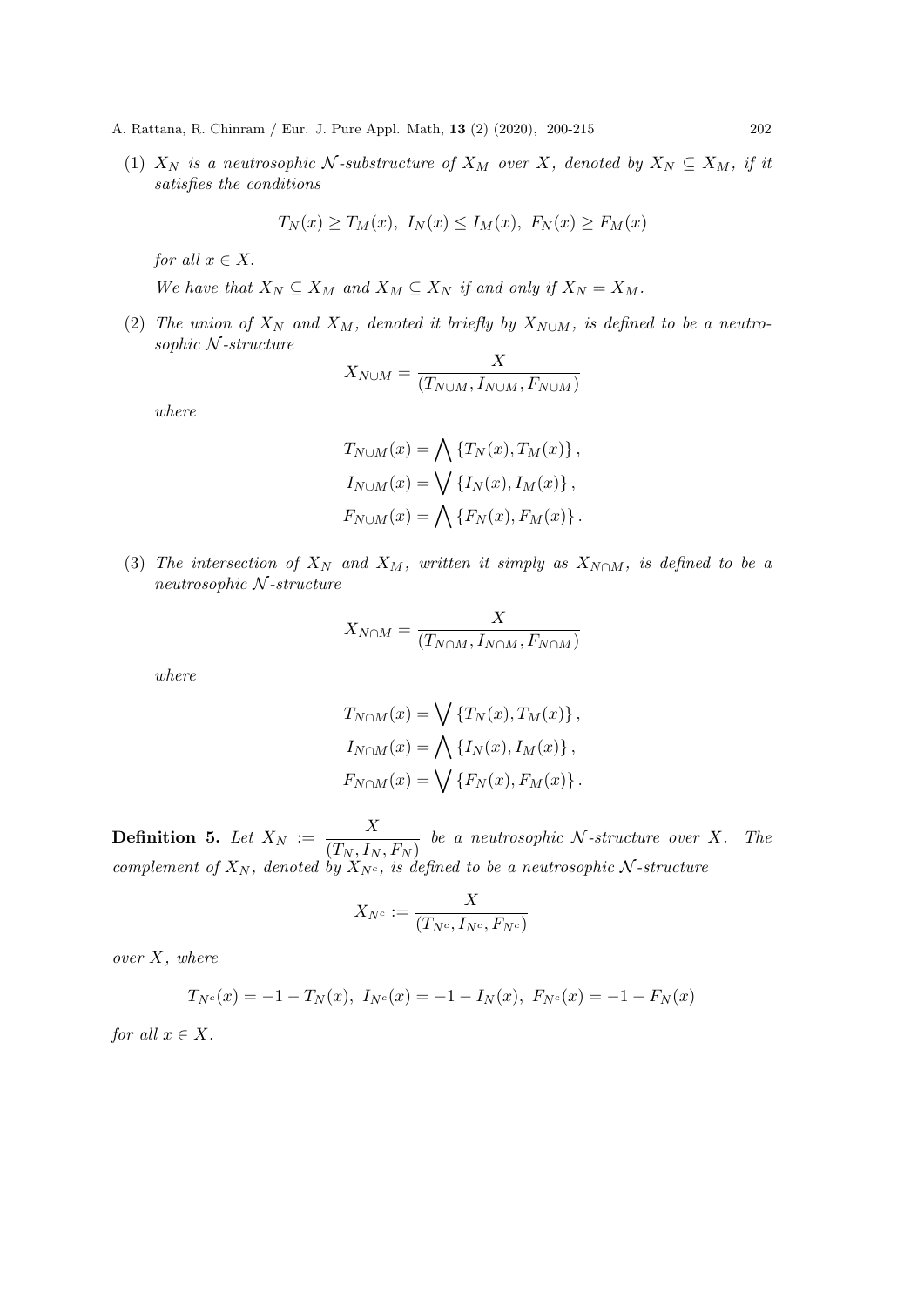(1) $X_N$ *is a neutrosophic* $\mathcal{N}$*-substructure of* $X_M$ *over* $X$*, denoted by* $X_N \subseteq X_M$*, if it satisfies the conditions*

$$T_N(x) \geq T_M(x),\ I_N(x) \leq I_M(x),\ F_N(x) \geq F_M(x)$$

*for all* $x \in X$.

*We have that* $X_N \subseteq X_M$ *and* $X_M \subseteq X_N$ *if and only if* $X_N = X_M$.

(2) *The union of* $X_N$ *and* $X_M$*, denoted it briefly by* $X_{N\cup M}$*, is defined to be a neutrosophic* $\mathcal{N}$*-structure*

$$X_{N\cup M} = \frac{X}{(T_{N\cup M}, I_{N\cup M}, F_{N\cup M})}$$

*where*

$$T_{N\cup M}(x) = \bigwedge \{T_N(x), T_M(x)\},$$
$$I_{N\cup M}(x) = \bigvee \{I_N(x), I_M(x)\},$$
$$F_{N\cup M}(x) = \bigwedge \{F_N(x), F_M(x)\}.$$

(3) *The intersection of* $X_N$ *and* $X_M$*, written it simply as* $X_{N\cap M}$*, is defined to be a neutrosophic* $\mathcal{N}$*-structure*

$$X_{N\cap M} = \frac{X}{(T_{N\cap M}, I_{N\cap M}, F_{N\cap M})}$$

*where*

$$T_{N\cap M}(x) = \bigvee \{T_N(x), T_M(x)\},$$
$$I_{N\cap M}(x) = \bigwedge \{I_N(x), I_M(x)\},$$
$$F_{N\cap M}(x) = \bigvee \{F_N(x), F_M(x)\}.$$

**Definition 5.** *Let* $X_N := \dfrac{X}{(T_N, I_N, F_N)}$ *be a neutrosophic* $\mathcal{N}$*-structure over* $X$*. The complement of* $X_N$*, denoted by* $X_{N^c}$*, is defined to be a neutrosophic* $\mathcal{N}$*-structure*

$$X_{N^c} := \frac{X}{(T_{N^c}, I_{N^c}, F_{N^c})}$$

*over* $X$*, where*

$$T_{N^c}(x) = -1 - T_N(x),\ I_{N^c}(x) = -1 - I_N(x),\ F_{N^c}(x) = -1 - F_N(x)$$

*for all* $x \in X$.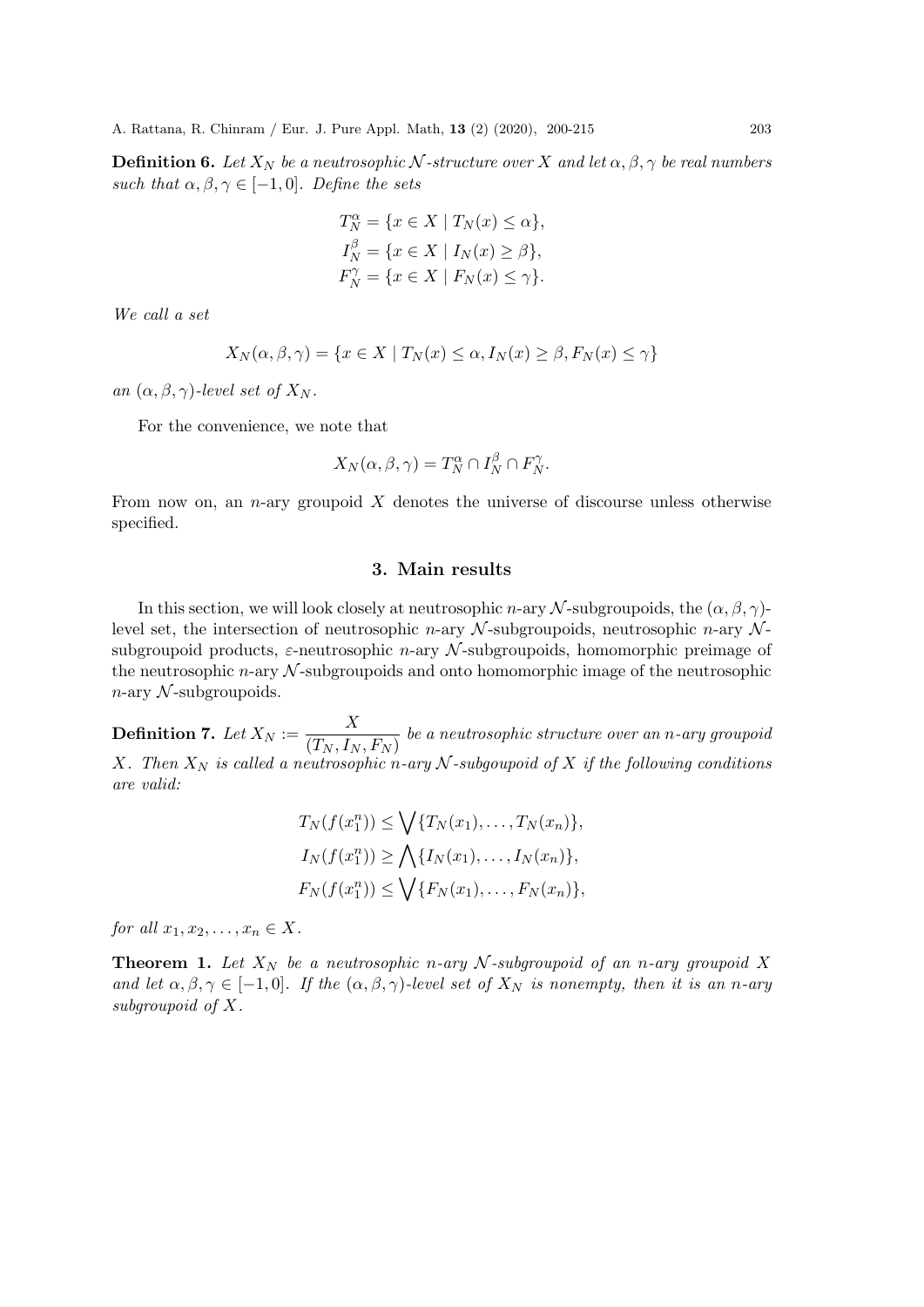**Definition 6.** *Let $X_N$ be a neutrosophic $\mathcal{N}$-structure over $X$ and let $\alpha, \beta, \gamma$ be real numbers such that $\alpha, \beta, \gamma \in [-1, 0]$. Define the sets*

$$
\begin{aligned}
T_N^{\alpha} &= \{x \in X \mid T_N(x) \leq \alpha\}, \\
I_N^{\beta} &= \{x \in X \mid I_N(x) \geq \beta\}, \\
F_N^{\gamma} &= \{x \in X \mid F_N(x) \leq \gamma\}.
\end{aligned}
$$

*We call a set*

$$X_N(\alpha, \beta, \gamma) = \{x \in X \mid T_N(x) \leq \alpha, I_N(x) \geq \beta, F_N(x) \leq \gamma\}$$

*an $(\alpha, \beta, \gamma)$-level set of $X_N$.*

For the convenience, we note that

$$X_N(\alpha, \beta, \gamma) = T_N^{\alpha} \cap I_N^{\beta} \cap F_N^{\gamma}.$$

From now on, an $n$-ary groupoid $X$ denotes the universe of discourse unless otherwise specified.

## 3. Main results

In this section, we will look closely at neutrosophic $n$-ary $\mathcal{N}$-subgroupoids, the $(\alpha, \beta, \gamma)$-level set, the intersection of neutrosophic $n$-ary $\mathcal{N}$-subgroupoids, neutrosophic $n$-ary $\mathcal{N}$-subgroupoid products, $\varepsilon$-neutrosophic $n$-ary $\mathcal{N}$-subgroupoids, homomorphic preimage of the neutrosophic $n$-ary $\mathcal{N}$-subgroupoids and onto homomorphic image of the neutrosophic $n$-ary $\mathcal{N}$-subgroupoids.

**Definition 7.** *Let $X_N := \dfrac{X}{(T_N, I_N, F_N)}$ be a neutrosophic structure over an $n$-ary groupoid $X$. Then $X_N$ is called a neutrosophic $n$-ary $\mathcal{N}$-subgoupoid of $X$ if the following conditions are valid:*

$$
\begin{aligned}
T_N(f(x_1^n)) &\leq \bigvee \{T_N(x_1), \ldots, T_N(x_n)\}, \\
I_N(f(x_1^n)) &\geq \bigwedge \{I_N(x_1), \ldots, I_N(x_n)\}, \\
F_N(f(x_1^n)) &\leq \bigvee \{F_N(x_1), \ldots, F_N(x_n)\},
\end{aligned}
$$

*for all $x_1, x_2, \ldots, x_n \in X$.*

**Theorem 1.** *Let $X_N$ be a neutrosophic $n$-ary $\mathcal{N}$-subgroupoid of an $n$-ary groupoid $X$ and let $\alpha, \beta, \gamma \in [-1, 0]$. If the $(\alpha, \beta, \gamma)$-level set of $X_N$ is nonempty, then it is an $n$-ary subgroupoid of $X$.*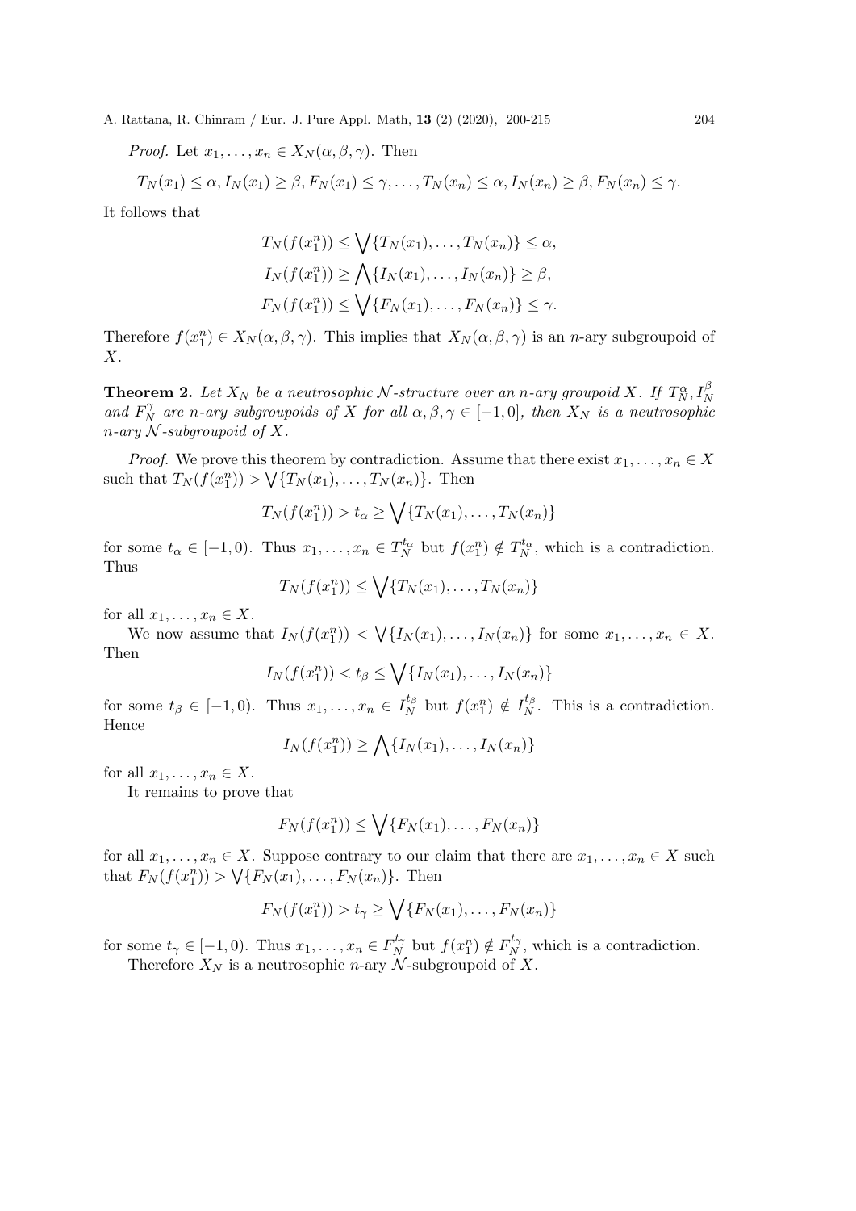*Proof.* Let $x_1, \ldots, x_n \in X_N(\alpha, \beta, \gamma)$. Then

$$T_N(x_1) \leq \alpha, I_N(x_1) \geq \beta, F_N(x_1) \leq \gamma, \ldots, T_N(x_n) \leq \alpha, I_N(x_n) \geq \beta, F_N(x_n) \leq \gamma.$$

It follows that

$$T_N(f(x_1^n)) \leq \bigvee\{T_N(x_1), \ldots, T_N(x_n)\} \leq \alpha,$$
$$I_N(f(x_1^n)) \geq \bigwedge\{I_N(x_1), \ldots, I_N(x_n)\} \geq \beta,$$
$$F_N(f(x_1^n)) \leq \bigvee\{F_N(x_1), \ldots, F_N(x_n)\} \leq \gamma.$$

Therefore $f(x_1^n) \in X_N(\alpha, \beta, \gamma)$. This implies that $X_N(\alpha, \beta, \gamma)$ is an $n$-ary subgroupoid of $X$.

**Theorem 2.** *Let $X_N$ be a neutrosophic $\mathcal{N}$-structure over an $n$-ary groupoid $X$. If $T_N^\alpha, I_N^\beta$ and $F_N^\gamma$ are $n$-ary subgroupoids of $X$ for all $\alpha, \beta, \gamma \in [-1, 0]$, then $X_N$ is a neutrosophic $n$-ary $\mathcal{N}$-subgroupoid of $X$.*

*Proof.* We prove this theorem by contradiction. Assume that there exist $x_1, \ldots, x_n \in X$ such that $T_N(f(x_1^n)) > \bigvee\{T_N(x_1), \ldots, T_N(x_n)\}$. Then

$$T_N(f(x_1^n)) > t_\alpha \geq \bigvee\{T_N(x_1), \ldots, T_N(x_n)\}$$

for some $t_\alpha \in [-1, 0)$. Thus $x_1, \ldots, x_n \in T_N^{t_\alpha}$ but $f(x_1^n) \notin T_N^{t_\alpha}$, which is a contradiction. Thus

$$T_N(f(x_1^n)) \leq \bigvee\{T_N(x_1), \ldots, T_N(x_n)\}$$

for all $x_1, \ldots, x_n \in X$.

We now assume that $I_N(f(x_1^n)) < \bigvee\{I_N(x_1), \ldots, I_N(x_n)\}$ for some $x_1, \ldots, x_n \in X$. Then

$$I_N(f(x_1^n)) < t_\beta \leq \bigvee\{I_N(x_1), \ldots, I_N(x_n)\}$$

for some $t_\beta \in [-1, 0)$. Thus $x_1, \ldots, x_n \in I_N^{t_\beta}$ but $f(x_1^n) \notin I_N^{t_\beta}$. This is a contradiction. Hence

$$I_N(f(x_1^n)) \geq \bigwedge\{I_N(x_1), \ldots, I_N(x_n)\}$$

for all $x_1, \ldots, x_n \in X$.

It remains to prove that

$$F_N(f(x_1^n)) \leq \bigvee\{F_N(x_1), \ldots, F_N(x_n)\}$$

for all $x_1, \ldots, x_n \in X$. Suppose contrary to our claim that there are $x_1, \ldots, x_n \in X$ such that $F_N(f(x_1^n)) > \bigvee\{F_N(x_1), \ldots, F_N(x_n)\}$. Then

$$F_N(f(x_1^n)) > t_\gamma \geq \bigvee\{F_N(x_1), \ldots, F_N(x_n)\}$$

for some $t_\gamma \in [-1, 0)$. Thus $x_1, \ldots, x_n \in F_N^{t_\gamma}$ but $f(x_1^n) \notin F_N^{t_\gamma}$, which is a contradiction.

Therefore $X_N$ is a neutrosophic $n$-ary $\mathcal{N}$-subgroupoid of $X$.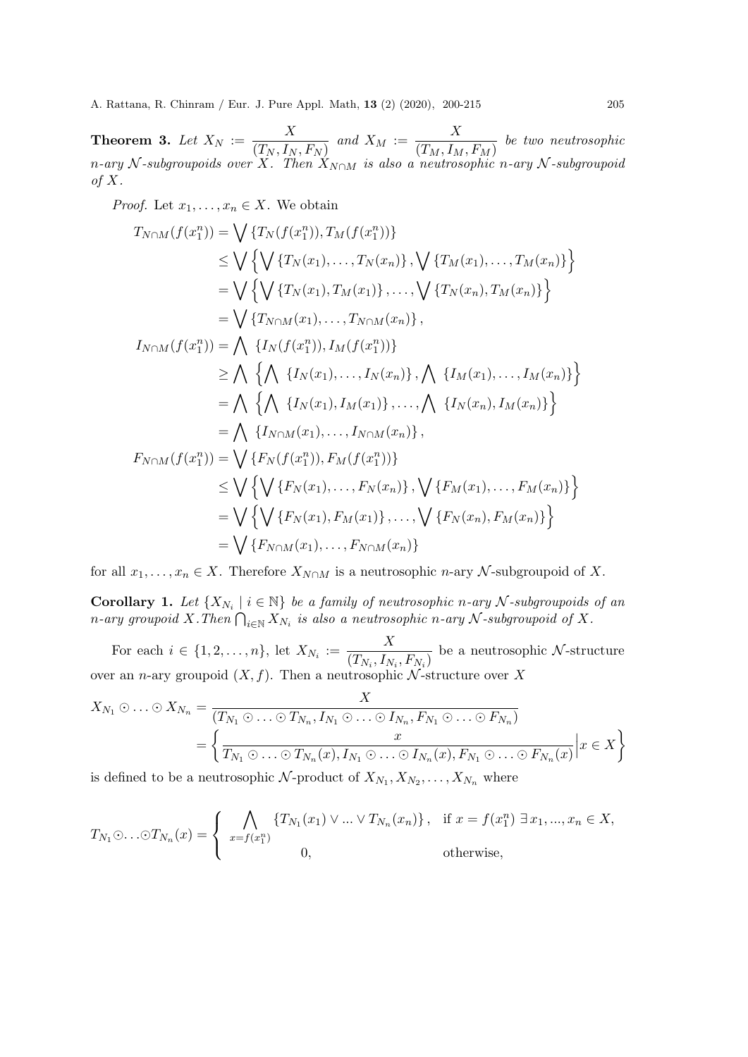**Theorem 3.** *Let* $X_N := \dfrac{X}{(T_N, I_N, F_N)}$ *and* $X_M := \dfrac{X}{(T_M, I_M, F_M)}$ *be two neutrosophic n-ary* $\mathcal{N}$*-subgroupoids over* $X$*. Then* $X_{N\cap M}$ *is also a neutrosophic n-ary* $\mathcal{N}$*-subgroupoid of* $X$*.*

*Proof.* Let $x_1, \ldots, x_n \in X$. We obtain

$$
\begin{aligned}
T_{N\cap M}(f(x_1^n)) &= \bigvee \{T_N(f(x_1^n)), T_M(f(x_1^n))\} \\
&\leq \bigvee \left\{ \bigvee \{T_N(x_1), \ldots, T_N(x_n)\}, \bigvee \{T_M(x_1), \ldots, T_M(x_n)\} \right\} \\
&= \bigvee \left\{ \bigvee \{T_N(x_1), T_M(x_1)\}, \ldots, \bigvee \{T_N(x_n), T_M(x_n)\} \right\} \\
&= \bigvee \{T_{N\cap M}(x_1), \ldots, T_{N\cap M}(x_n)\}, \\
I_{N\cap M}(f(x_1^n)) &= \bigwedge \{I_N(f(x_1^n)), I_M(f(x_1^n))\} \\
&\geq \bigwedge \left\{ \bigwedge \{I_N(x_1), \ldots, I_N(x_n)\}, \bigwedge \{I_M(x_1), \ldots, I_M(x_n)\} \right\} \\
&= \bigwedge \left\{ \bigwedge \{I_N(x_1), I_M(x_1)\}, \ldots, \bigwedge \{I_N(x_n), I_M(x_n)\} \right\} \\
&= \bigwedge \{I_{N\cap M}(x_1), \ldots, I_{N\cap M}(x_n)\}, \\
F_{N\cap M}(f(x_1^n)) &= \bigvee \{F_N(f(x_1^n)), F_M(f(x_1^n))\} \\
&\leq \bigvee \left\{ \bigvee \{F_N(x_1), \ldots, F_N(x_n)\}, \bigvee \{F_M(x_1), \ldots, F_M(x_n)\} \right\} \\
&= \bigvee \left\{ \bigvee \{F_N(x_1), F_M(x_1)\}, \ldots, \bigvee \{F_N(x_n), F_M(x_n)\} \right\} \\
&= \bigvee \{F_{N\cap M}(x_1), \ldots, F_{N\cap M}(x_n)\}
\end{aligned}
$$

for all $x_1, \ldots, x_n \in X$. Therefore $X_{N\cap M}$ is a neutrosophic $n$-ary $\mathcal{N}$-subgroupoid of $X$.

**Corollary 1.** *Let* $\{X_{N_i} \mid i \in \mathbb{N}\}$ *be a family of neutrosophic n-ary* $\mathcal{N}$*-subgroupoids of an n-ary groupoid* $X$*. Then* $\bigcap_{i\in\mathbb{N}} X_{N_i}$ *is also a neutrosophic n-ary* $\mathcal{N}$*-subgroupoid of* $X$*.*

For each $i \in \{1, 2, \ldots, n\}$, let $X_{N_i} := \dfrac{X}{(T_{N_i}, I_{N_i}, F_{N_i})}$ be a neutrosophic $\mathcal{N}$-structure over an $n$-ary groupoid $(X, f)$. Then a neutrosophic $\mathcal{N}$-structure over $X$

$$
\begin{aligned}
X_{N_1} \odot \ldots \odot X_{N_n} &= \frac{X}{(T_{N_1} \odot \ldots \odot T_{N_n}, I_{N_1} \odot \ldots \odot I_{N_n}, F_{N_1} \odot \ldots \odot F_{N_n})} \\
&= \left\{ \frac{x}{T_{N_1} \odot \ldots \odot T_{N_n}(x), I_{N_1} \odot \ldots \odot I_{N_n}(x), F_{N_1} \odot \ldots \odot F_{N_n}(x)} \Big| x \in X \right\}
\end{aligned}
$$

is defined to be a neutrosophic $\mathcal{N}$-product of $X_{N_1}, X_{N_2}, \ldots, X_{N_n}$ where

$$
T_{N_1} \odot \ldots \odot T_{N_n}(x) = \begin{cases} \displaystyle\bigwedge_{x=f(x_1^n)} \{T_{N_1}(x_1) \vee \ldots \vee T_{N_n}(x_n)\}, & \text{if } x = f(x_1^n) \ \exists\, x_1, \ldots, x_n \in X, \\ 0, & \text{otherwise,} \end{cases}
$$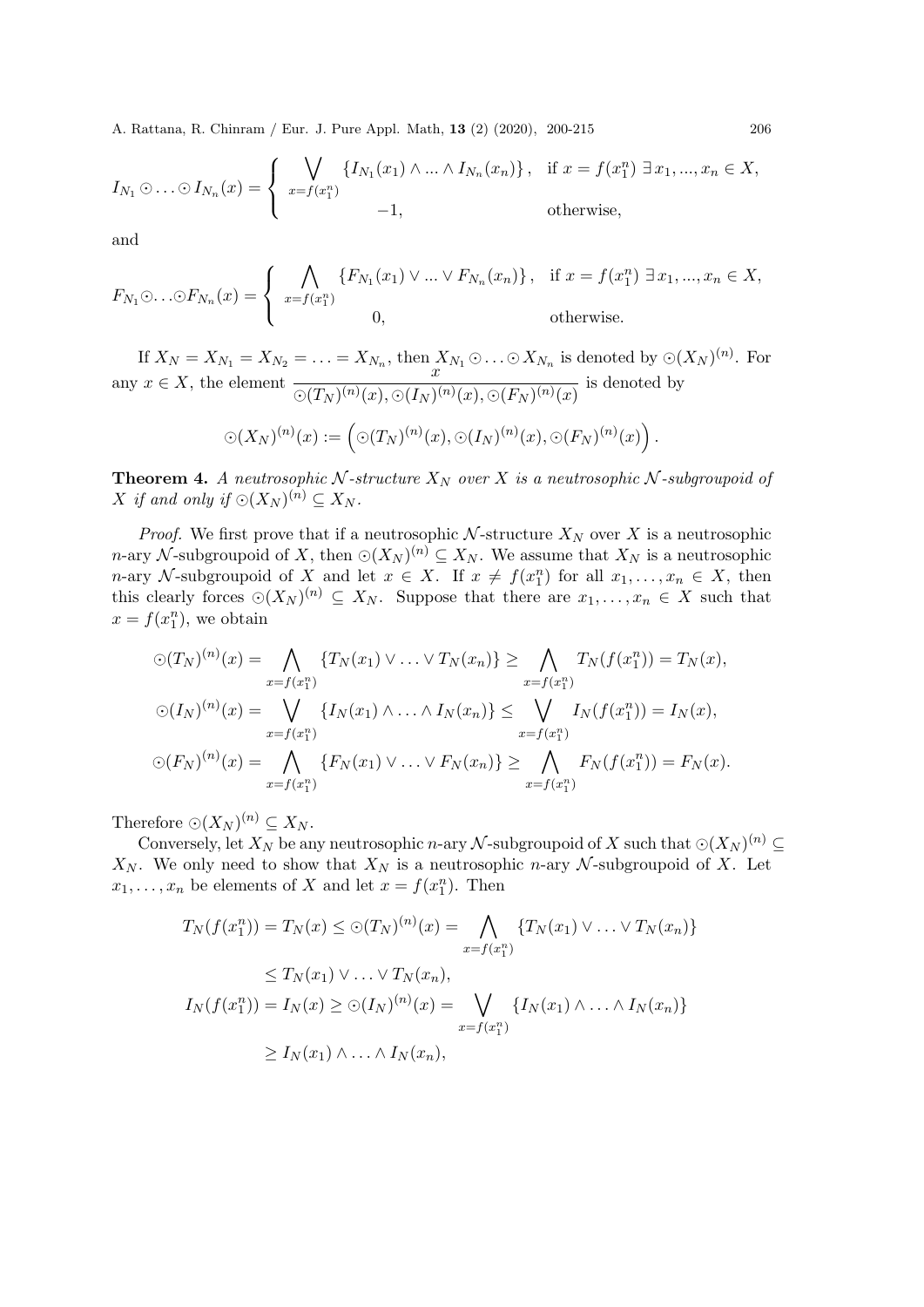$$I_{N_1} \odot \ldots \odot I_{N_n}(x) = \begin{cases} \bigvee\limits_{x=f(x_1^n)} \{I_{N_1}(x_1) \wedge \ldots \wedge I_{N_n}(x_n)\}, & \text{if } x = f(x_1^n) \ \exists\, x_1, \ldots, x_n \in X, \\ -1, & \text{otherwise,} \end{cases}$$

and

$$F_{N_1} \odot \ldots \odot F_{N_n}(x) = \begin{cases} \bigwedge\limits_{x=f(x_1^n)} \{F_{N_1}(x_1) \vee \ldots \vee F_{N_n}(x_n)\}, & \text{if } x = f(x_1^n) \ \exists\, x_1, \ldots, x_n \in X, \\ 0, & \text{otherwise.} \end{cases}$$

If $X_N = X_{N_1} = X_{N_2} = \ldots = X_{N_n}$, then $X_{N_1} \odot \ldots \odot X_{N_n}$ is denoted by $\odot(X_N)^{(n)}$. For any $x \in X$, the element $\dfrac{x}{\odot(T_N)^{(n)}(x), \odot(I_N)^{(n)}(x), \odot(F_N)^{(n)}(x)}$ is denoted by

$$\odot(X_N)^{(n)}(x) := \left(\odot(T_N)^{(n)}(x), \odot(I_N)^{(n)}(x), \odot(F_N)^{(n)}(x)\right).$$

**Theorem 4.** *A neutrosophic $\mathcal{N}$-structure $X_N$ over $X$ is a neutrosophic $\mathcal{N}$-subgroupoid of $X$ if and only if $\odot(X_N)^{(n)} \subseteq X_N$.*

*Proof.* We first prove that if a neutrosophic $\mathcal{N}$-structure $X_N$ over $X$ is a neutrosophic $n$-ary $\mathcal{N}$-subgroupoid of $X$, then $\odot(X_N)^{(n)} \subseteq X_N$. We assume that $X_N$ is a neutrosophic $n$-ary $\mathcal{N}$-subgroupoid of $X$ and let $x \in X$. If $x \neq f(x_1^n)$ for all $x_1, \ldots, x_n \in X$, then this clearly forces $\odot(X_N)^{(n)} \subseteq X_N$. Suppose that there are $x_1, \ldots, x_n \in X$ such that $x = f(x_1^n)$, we obtain

$$\odot(T_N)^{(n)}(x) = \bigwedge_{x=f(x_1^n)} \{T_N(x_1) \vee \ldots \vee T_N(x_n)\} \geq \bigwedge_{x=f(x_1^n)} T_N(f(x_1^n)) = T_N(x),$$

$$\odot(I_N)^{(n)}(x) = \bigvee_{x=f(x_1^n)} \{I_N(x_1) \wedge \ldots \wedge I_N(x_n)\} \leq \bigvee_{x=f(x_1^n)} I_N(f(x_1^n)) = I_N(x),$$

$$\odot(F_N)^{(n)}(x) = \bigwedge_{x=f(x_1^n)} \{F_N(x_1) \vee \ldots \vee F_N(x_n)\} \geq \bigwedge_{x=f(x_1^n)} F_N(f(x_1^n)) = F_N(x).$$

Therefore $\odot(X_N)^{(n)} \subseteq X_N$.

Conversely, let $X_N$ be any neutrosophic $n$-ary $\mathcal{N}$-subgroupoid of $X$ such that $\odot(X_N)^{(n)} \subseteq X_N$. We only need to show that $X_N$ is a neutrosophic $n$-ary $\mathcal{N}$-subgroupoid of $X$. Let $x_1, \ldots, x_n$ be elements of $X$ and let $x = f(x_1^n)$. Then

$$\begin{aligned}
T_N(f(x_1^n)) = T_N(x) &\leq \odot(T_N)^{(n)}(x) = \bigwedge_{x=f(x_1^n)} \{T_N(x_1) \vee \ldots \vee T_N(x_n)\} \\
&\leq T_N(x_1) \vee \ldots \vee T_N(x_n), \\
I_N(f(x_1^n)) = I_N(x) &\geq \odot(I_N)^{(n)}(x) = \bigvee_{x=f(x_1^n)} \{I_N(x_1) \wedge \ldots \wedge I_N(x_n)\} \\
&\geq I_N(x_1) \wedge \ldots \wedge I_N(x_n),
\end{aligned}$$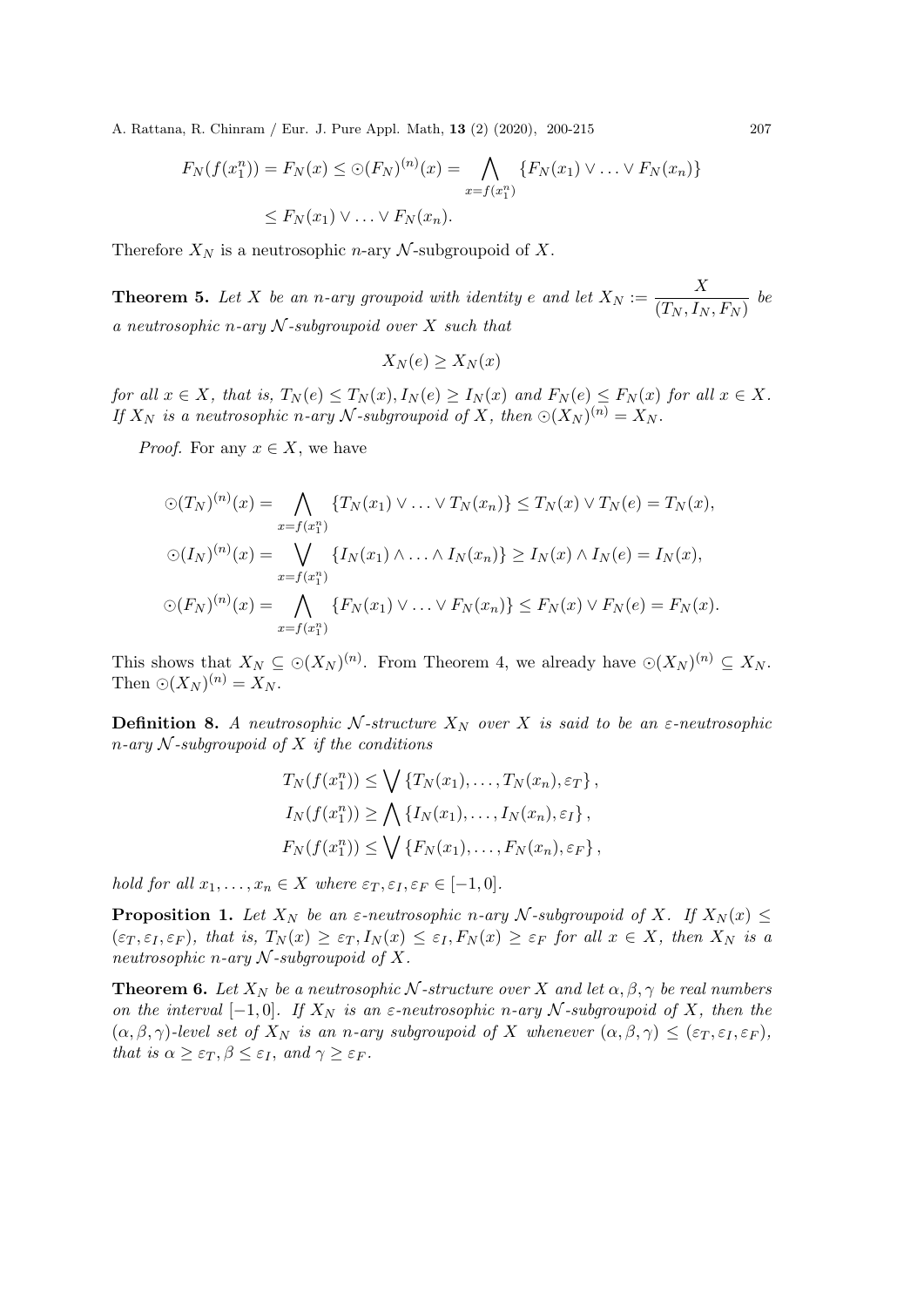$$F_N(f(x_1^n)) = F_N(x) \leq \odot(F_N)^{(n)}(x) = \bigwedge_{x=f(x_1^n)} \{F_N(x_1) \vee \ldots \vee F_N(x_n)\}$$
$$\leq F_N(x_1) \vee \ldots \vee F_N(x_n).$$

Therefore $X_N$ is a neutrosophic $n$-ary $\mathcal{N}$-subgroupoid of $X$.

**Theorem 5.** *Let $X$ be an $n$-ary groupoid with identity $e$ and let $X_N := \dfrac{X}{(T_N, I_N, F_N)}$ be a neutrosophic $n$-ary $\mathcal{N}$-subgroupoid over $X$ such that*

$$X_N(e) \geq X_N(x)$$

*for all $x \in X$, that is, $T_N(e) \leq T_N(x), I_N(e) \geq I_N(x)$ and $F_N(e) \leq F_N(x)$ for all $x \in X$. If $X_N$ is a neutrosophic $n$-ary $\mathcal{N}$-subgroupoid of $X$, then $\odot(X_N)^{(n)} = X_N$.*

*Proof.* For any $x \in X$, we have

$$\odot(T_N)^{(n)}(x) = \bigwedge_{x=f(x_1^n)} \{T_N(x_1) \vee \ldots \vee T_N(x_n)\} \leq T_N(x) \vee T_N(e) = T_N(x),$$
$$\odot(I_N)^{(n)}(x) = \bigvee_{x=f(x_1^n)} \{I_N(x_1) \wedge \ldots \wedge I_N(x_n)\} \geq I_N(x) \wedge I_N(e) = I_N(x),$$
$$\odot(F_N)^{(n)}(x) = \bigwedge_{x=f(x_1^n)} \{F_N(x_1) \vee \ldots \vee F_N(x_n)\} \leq F_N(x) \vee F_N(e) = F_N(x).$$

This shows that $X_N \subseteq \odot(X_N)^{(n)}$. From Theorem 4, we already have $\odot(X_N)^{(n)} \subseteq X_N$. Then $\odot(X_N)^{(n)} = X_N$.

**Definition 8.** *A neutrosophic $\mathcal{N}$-structure $X_N$ over $X$ is said to be an $\varepsilon$-neutrosophic $n$-ary $\mathcal{N}$-subgroupoid of $X$ if the conditions*

$$T_N(f(x_1^n)) \leq \bigvee \{T_N(x_1), \ldots, T_N(x_n), \varepsilon_T\},$$
$$I_N(f(x_1^n)) \geq \bigwedge \{I_N(x_1), \ldots, I_N(x_n), \varepsilon_I\},$$
$$F_N(f(x_1^n)) \leq \bigvee \{F_N(x_1), \ldots, F_N(x_n), \varepsilon_F\},$$

*hold for all $x_1, \ldots, x_n \in X$ where $\varepsilon_T, \varepsilon_I, \varepsilon_F \in [-1, 0]$.*

**Proposition 1.** *Let $X_N$ be an $\varepsilon$-neutrosophic $n$-ary $\mathcal{N}$-subgroupoid of $X$. If $X_N(x) \leq (\varepsilon_T, \varepsilon_I, \varepsilon_F)$, that is, $T_N(x) \geq \varepsilon_T, I_N(x) \leq \varepsilon_I, F_N(x) \geq \varepsilon_F$ for all $x \in X$, then $X_N$ is a neutrosophic $n$-ary $\mathcal{N}$-subgroupoid of $X$.*

**Theorem 6.** *Let $X_N$ be a neutrosophic $\mathcal{N}$-structure over $X$ and let $\alpha, \beta, \gamma$ be real numbers on the interval $[-1, 0]$. If $X_N$ is an $\varepsilon$-neutrosophic $n$-ary $\mathcal{N}$-subgroupoid of $X$, then the $(\alpha, \beta, \gamma)$-level set of $X_N$ is an $n$-ary subgroupoid of $X$ whenever $(\alpha, \beta, \gamma) \leq (\varepsilon_T, \varepsilon_I, \varepsilon_F)$, that is $\alpha \geq \varepsilon_T, \beta \leq \varepsilon_I$, and $\gamma \geq \varepsilon_F$.*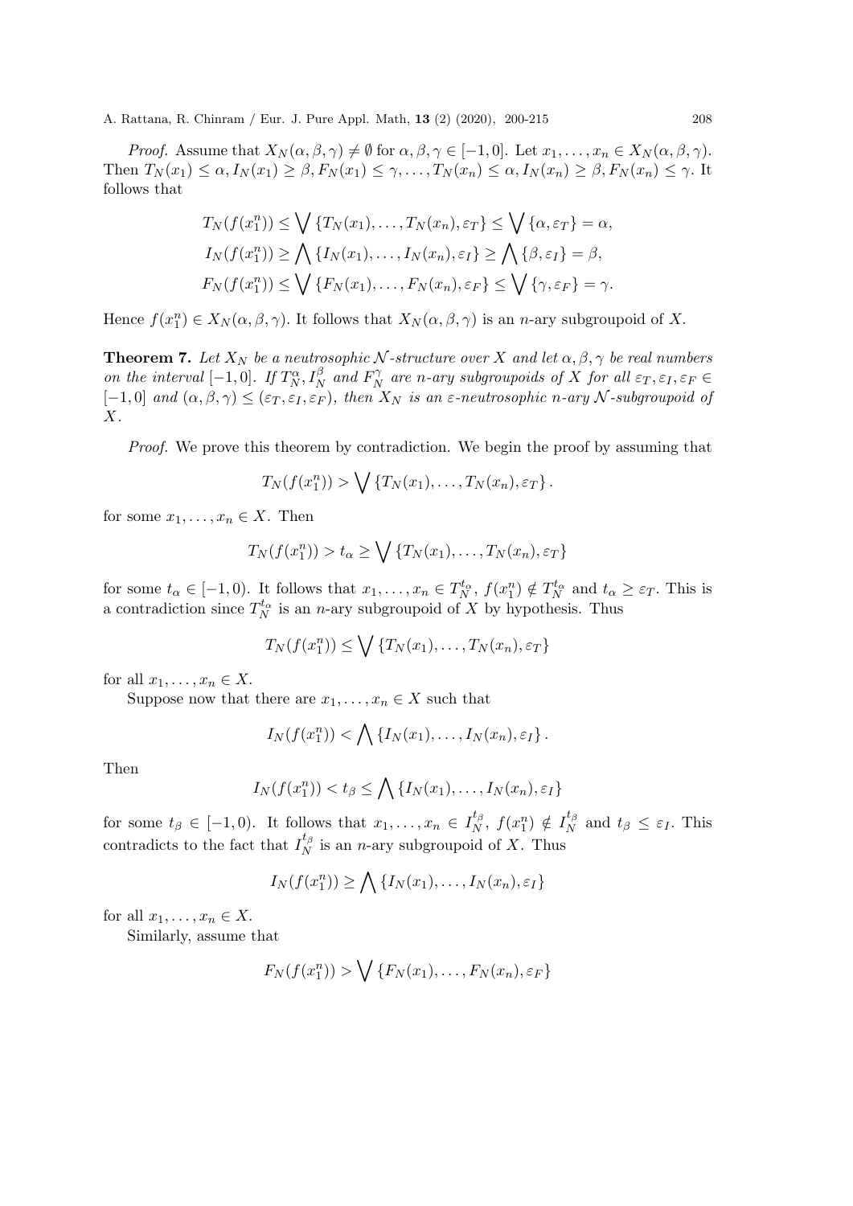*Proof.* Assume that $X_N(\alpha, \beta, \gamma) \neq \emptyset$ for $\alpha, \beta, \gamma \in [-1, 0]$. Let $x_1, \ldots, x_n \in X_N(\alpha, \beta, \gamma)$. Then $T_N(x_1) \leq \alpha, I_N(x_1) \geq \beta, F_N(x_1) \leq \gamma, \ldots, T_N(x_n) \leq \alpha, I_N(x_n) \geq \beta, F_N(x_n) \leq \gamma$. It follows that

$$
\begin{aligned}
T_N(f(x_1^n)) &\leq \bigvee \{T_N(x_1), \ldots, T_N(x_n), \varepsilon_T\} \leq \bigvee \{\alpha, \varepsilon_T\} = \alpha, \\
I_N(f(x_1^n)) &\geq \bigwedge \{I_N(x_1), \ldots, I_N(x_n), \varepsilon_I\} \geq \bigwedge \{\beta, \varepsilon_I\} = \beta, \\
F_N(f(x_1^n)) &\leq \bigvee \{F_N(x_1), \ldots, F_N(x_n), \varepsilon_F\} \leq \bigvee \{\gamma, \varepsilon_F\} = \gamma.
\end{aligned}
$$

Hence $f(x_1^n) \in X_N(\alpha, \beta, \gamma)$. It follows that $X_N(\alpha, \beta, \gamma)$ is an $n$-ary subgroupoid of $X$.

**Theorem 7.** *Let $X_N$ be a neutrosophic $\mathcal{N}$-structure over $X$ and let $\alpha, \beta, \gamma$ be real numbers on the interval $[-1, 0]$. If $T_N^\alpha, I_N^\beta$ and $F_N^\gamma$ are $n$-ary subgroupoids of $X$ for all $\varepsilon_T, \varepsilon_I, \varepsilon_F \in [-1, 0]$ and $(\alpha, \beta, \gamma) \leq (\varepsilon_T, \varepsilon_I, \varepsilon_F)$, then $X_N$ is an $\varepsilon$-neutrosophic $n$-ary $\mathcal{N}$-subgroupoid of $X$.*

*Proof.* We prove this theorem by contradiction. We begin the proof by assuming that

$$
T_N(f(x_1^n)) > \bigvee \{T_N(x_1), \ldots, T_N(x_n), \varepsilon_T\}.
$$

for some $x_1, \ldots, x_n \in X$. Then

$$
T_N(f(x_1^n)) > t_\alpha \geq \bigvee \{T_N(x_1), \ldots, T_N(x_n), \varepsilon_T\}
$$

for some $t_\alpha \in [-1, 0)$. It follows that $x_1, \ldots, x_n \in T_N^{t_\alpha}$, $f(x_1^n) \notin T_N^{t_\alpha}$ and $t_\alpha \geq \varepsilon_T$. This is a contradiction since $T_N^{t_\alpha}$ is an $n$-ary subgroupoid of $X$ by hypothesis. Thus

$$
T_N(f(x_1^n)) \leq \bigvee \{T_N(x_1), \ldots, T_N(x_n), \varepsilon_T\}
$$

for all $x_1, \ldots, x_n \in X$.

Suppose now that there are $x_1, \ldots, x_n \in X$ such that

$$
I_N(f(x_1^n)) < \bigwedge \{I_N(x_1), \ldots, I_N(x_n), \varepsilon_I\}.
$$

Then

$$
I_N(f(x_1^n)) < t_\beta \leq \bigwedge \{I_N(x_1), \ldots, I_N(x_n), \varepsilon_I\}
$$

for some $t_\beta \in [-1, 0)$. It follows that $x_1, \ldots, x_n \in I_N^{t_\beta}$, $f(x_1^n) \notin I_N^{t_\beta}$ and $t_\beta \leq \varepsilon_I$. This contradicts to the fact that $I_N^{t_\beta}$ is an $n$-ary subgroupoid of $X$. Thus

$$
I_N(f(x_1^n)) \geq \bigwedge \{I_N(x_1), \ldots, I_N(x_n), \varepsilon_I\}
$$

for all $x_1, \ldots, x_n \in X$.

Similarly, assume that

$$
F_N(f(x_1^n)) > \bigvee \{F_N(x_1), \ldots, F_N(x_n), \varepsilon_F\}
$$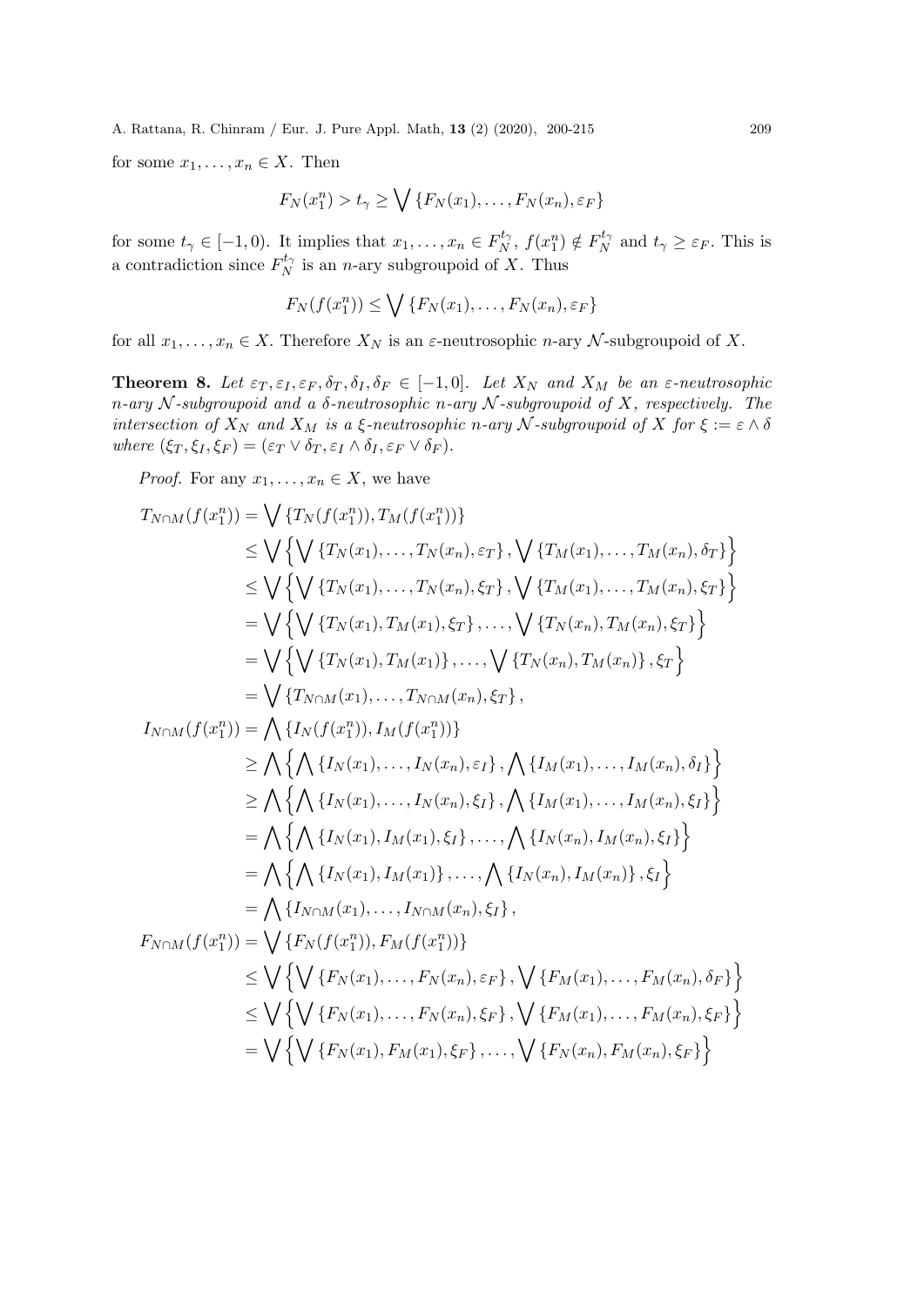for some $x_1, \ldots, x_n \in X$. Then

$$F_N(x_1^n) > t_\gamma \geq \bigvee \{F_N(x_1), \ldots, F_N(x_n), \varepsilon_F\}$$

for some $t_\gamma \in [-1, 0)$. It implies that $x_1, \ldots, x_n \in F_N^{t_\gamma}$, $f(x_1^n) \notin F_N^{t_\gamma}$ and $t_\gamma \geq \varepsilon_F$. This is a contradiction since $F_N^{t_\gamma}$ is an $n$-ary subgroupoid of $X$. Thus

$$F_N(f(x_1^n)) \leq \bigvee \{F_N(x_1), \ldots, F_N(x_n), \varepsilon_F\}$$

for all $x_1, \ldots, x_n \in X$. Therefore $X_N$ is an $\varepsilon$-neutrosophic $n$-ary $\mathcal{N}$-subgroupoid of $X$.

**Theorem 8.** *Let $\varepsilon_T, \varepsilon_I, \varepsilon_F, \delta_T, \delta_I, \delta_F \in [-1, 0]$. Let $X_N$ and $X_M$ be an $\varepsilon$-neutrosophic $n$-ary $\mathcal{N}$-subgroupoid and a $\delta$-neutrosophic $n$-ary $\mathcal{N}$-subgroupoid of $X$, respectively. The intersection of $X_N$ and $X_M$ is a $\xi$-neutrosophic $n$-ary $\mathcal{N}$-subgroupoid of $X$ for $\xi := \varepsilon \wedge \delta$ where $(\xi_T, \xi_I, \xi_F) = (\varepsilon_T \vee \delta_T, \varepsilon_I \wedge \delta_I, \varepsilon_F \vee \delta_F)$.*

*Proof.* For any $x_1, \ldots, x_n \in X$, we have

$$\begin{aligned}
T_{N\cap M}(f(x_1^n)) &= \bigvee \{T_N(f(x_1^n)), T_M(f(x_1^n))\} \\
&\leq \bigvee \left\{ \bigvee \{T_N(x_1), \ldots, T_N(x_n), \varepsilon_T\}, \bigvee \{T_M(x_1), \ldots, T_M(x_n), \delta_T\} \right\} \\
&\leq \bigvee \left\{ \bigvee \{T_N(x_1), \ldots, T_N(x_n), \xi_T\}, \bigvee \{T_M(x_1), \ldots, T_M(x_n), \xi_T\} \right\} \\
&= \bigvee \left\{ \bigvee \{T_N(x_1), T_M(x_1), \xi_T\}, \ldots, \bigvee \{T_N(x_n), T_M(x_n), \xi_T\} \right\} \\
&= \bigvee \left\{ \bigvee \{T_N(x_1), T_M(x_1)\}, \ldots, \bigvee \{T_N(x_n), T_M(x_n)\}, \xi_T \right\} \\
&= \bigvee \{T_{N\cap M}(x_1), \ldots, T_{N\cap M}(x_n), \xi_T\}, \\
I_{N\cap M}(f(x_1^n)) &= \bigwedge \{I_N(f(x_1^n)), I_M(f(x_1^n))\} \\
&\geq \bigwedge \left\{ \bigwedge \{I_N(x_1), \ldots, I_N(x_n), \varepsilon_I\}, \bigwedge \{I_M(x_1), \ldots, I_M(x_n), \delta_I\} \right\} \\
&\geq \bigwedge \left\{ \bigwedge \{I_N(x_1), \ldots, I_N(x_n), \xi_I\}, \bigwedge \{I_M(x_1), \ldots, I_M(x_n), \xi_I\} \right\} \\
&= \bigwedge \left\{ \bigwedge \{I_N(x_1), I_M(x_1), \xi_I\}, \ldots, \bigwedge \{I_N(x_n), I_M(x_n), \xi_I\} \right\} \\
&= \bigwedge \left\{ \bigwedge \{I_N(x_1), I_M(x_1)\}, \ldots, \bigwedge \{I_N(x_n), I_M(x_n)\}, \xi_I \right\} \\
&= \bigwedge \{I_{N\cap M}(x_1), \ldots, I_{N\cap M}(x_n), \xi_I\}, \\
F_{N\cap M}(f(x_1^n)) &= \bigvee \{F_N(f(x_1^n)), F_M(f(x_1^n))\} \\
&\leq \bigvee \left\{ \bigvee \{F_N(x_1), \ldots, F_N(x_n), \varepsilon_F\}, \bigvee \{F_M(x_1), \ldots, F_M(x_n), \delta_F\} \right\} \\
&\leq \bigvee \left\{ \bigvee \{F_N(x_1), \ldots, F_N(x_n), \xi_F\}, \bigvee \{F_M(x_1), \ldots, F_M(x_n), \xi_F\} \right\} \\
&= \bigvee \left\{ \bigvee \{F_N(x_1), F_M(x_1), \xi_F\}, \ldots, \bigvee \{F_N(x_n), F_M(x_n), \xi_F\} \right\}
\end{aligned}$$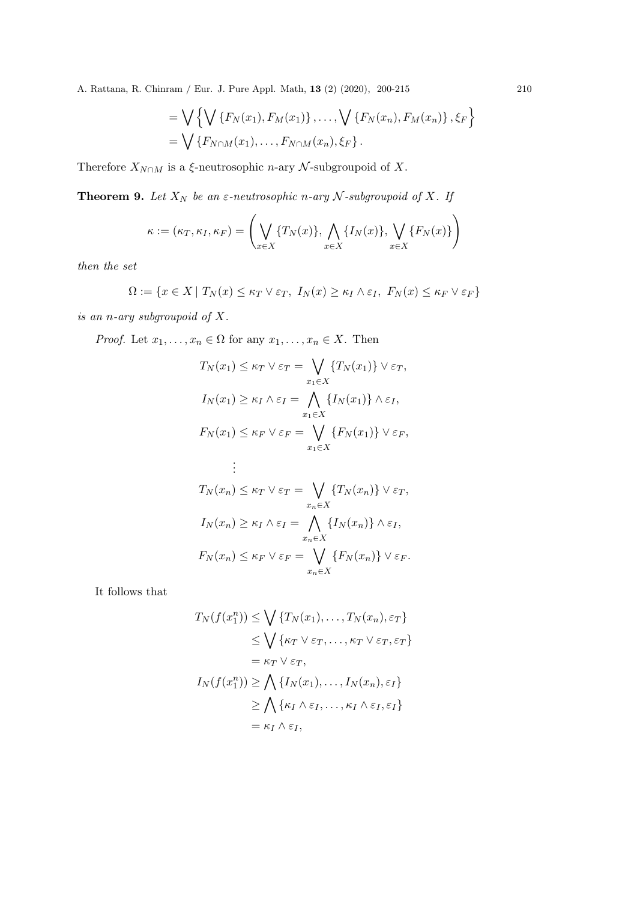$$= \bigvee \left\{ \bigvee \{F_N(x_1), F_M(x_1)\}, \ldots, \bigvee \{F_N(x_n), F_M(x_n)\}, \xi_F \right\}$$

$$= \bigvee \{F_{N\cap M}(x_1), \ldots, F_{N\cap M}(x_n), \xi_F\}.$$

Therefore $X_{N\cap M}$ is a $\xi$-neutrosophic $n$-ary $\mathcal{N}$-subgroupoid of $X$.

**Theorem 9.** *Let $X_N$ be an $\varepsilon$-neutrosophic $n$-ary $\mathcal{N}$-subgroupoid of $X$. If*

$$\kappa := (\kappa_T, \kappa_I, \kappa_F) = \left( \bigvee_{x\in X} \{T_N(x)\}, \bigwedge_{x\in X} \{I_N(x)\}, \bigvee_{x\in X} \{F_N(x)\} \right)$$

*then the set*

$$\Omega := \{x \in X \mid T_N(x) \le \kappa_T \vee \varepsilon_T,\ I_N(x) \ge \kappa_I \wedge \varepsilon_I,\ F_N(x) \le \kappa_F \vee \varepsilon_F\}$$

*is an $n$-ary subgroupoid of $X$.*

*Proof.* Let $x_1, \ldots, x_n \in \Omega$ for any $x_1, \ldots, x_n \in X$. Then

$$T_N(x_1) \le \kappa_T \vee \varepsilon_T = \bigvee_{x_1\in X} \{T_N(x_1)\} \vee \varepsilon_T,$$

$$I_N(x_1) \ge \kappa_I \wedge \varepsilon_I = \bigwedge_{x_1\in X} \{I_N(x_1)\} \wedge \varepsilon_I,$$

$$F_N(x_1) \le \kappa_F \vee \varepsilon_F = \bigvee_{x_1\in X} \{F_N(x_1)\} \vee \varepsilon_F,$$

$$\vdots$$

$$T_N(x_n) \le \kappa_T \vee \varepsilon_T = \bigvee_{x_n\in X} \{T_N(x_n)\} \vee \varepsilon_T,$$

$$I_N(x_n) \ge \kappa_I \wedge \varepsilon_I = \bigwedge_{x_n\in X} \{I_N(x_n)\} \wedge \varepsilon_I,$$

$$F_N(x_n) \le \kappa_F \vee \varepsilon_F = \bigvee_{x_n\in X} \{F_N(x_n)\} \vee \varepsilon_F.$$

It follows that

$$\begin{aligned}
T_N(f(x_1^n)) &\le \bigvee \{T_N(x_1), \ldots, T_N(x_n), \varepsilon_T\} \\
&\le \bigvee \{\kappa_T \vee \varepsilon_T, \ldots, \kappa_T \vee \varepsilon_T, \varepsilon_T\} \\
&= \kappa_T \vee \varepsilon_T, \\
I_N(f(x_1^n)) &\ge \bigwedge \{I_N(x_1), \ldots, I_N(x_n), \varepsilon_I\} \\
&\ge \bigwedge \{\kappa_I \wedge \varepsilon_I, \ldots, \kappa_I \wedge \varepsilon_I, \varepsilon_I\} \\
&= \kappa_I \wedge \varepsilon_I,
\end{aligned}$$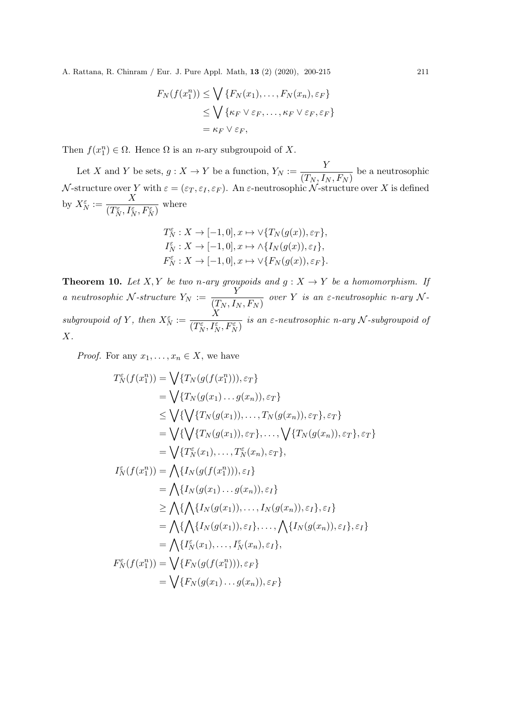$$
\begin{aligned}
F_N(f(x_1^n)) &\leq \bigvee \{F_N(x_1), \ldots, F_N(x_n), \varepsilon_F\} \\
&\leq \bigvee \{\kappa_F \vee \varepsilon_F, \ldots, \kappa_F \vee \varepsilon_F, \varepsilon_F\} \\
&= \kappa_F \vee \varepsilon_F,
\end{aligned}
$$

Then $f(x_1^n) \in \Omega$. Hence $\Omega$ is an $n$-ary subgroupoid of $X$.

Let $X$ and $Y$ be sets, $g : X \to Y$ be a function, $Y_N := \dfrac{Y}{(T_N, I_N, F_N)}$ be a neutrosophic $\mathcal{N}$-structure over $Y$ with $\varepsilon = (\varepsilon_T, \varepsilon_I, \varepsilon_F)$. An $\varepsilon$-neutrosophic $\mathcal{N}$-structure over $X$ is defined by $X_N^\varepsilon := \dfrac{X}{(T_N^\varepsilon, I_N^\varepsilon, F_N^\varepsilon)}$ where

$$
\begin{aligned}
T_N^\varepsilon &: X \to [-1, 0], x \mapsto \vee\{T_N(g(x)), \varepsilon_T\}, \\
I_N^\varepsilon &: X \to [-1, 0], x \mapsto \wedge\{I_N(g(x)), \varepsilon_I\}, \\
F_N^\varepsilon &: X \to [-1, 0], x \mapsto \vee\{F_N(g(x)), \varepsilon_F\}.
\end{aligned}
$$

**Theorem 10.** *Let $X, Y$ be two $n$-ary groupoids and $g : X \to Y$ be a homomorphism. If a neutrosophic $\mathcal{N}$-structure $Y_N := \dfrac{Y}{(T_N, I_N, F_N)}$ over $Y$ is an $\varepsilon$-neutrosophic $n$-ary $\mathcal{N}$-subgroupoid of $Y$, then $X_N^\varepsilon := \dfrac{X}{(T_N^\varepsilon, I_N^\varepsilon, F_N^\varepsilon)}$ is an $\varepsilon$-neutrosophic $n$-ary $\mathcal{N}$-subgroupoid of $X$.*

*Proof.* For any $x_1, \ldots, x_n \in X$, we have

$$
\begin{aligned}
T_N^\varepsilon(f(x_1^n)) &= \bigvee\{T_N(g(f(x_1^n))), \varepsilon_T\} \\
&= \bigvee\{T_N(g(x_1) \ldots g(x_n)), \varepsilon_T\} \\
&\leq \bigvee\{\bigvee\{T_N(g(x_1)), \ldots, T_N(g(x_n)), \varepsilon_T\}, \varepsilon_T\} \\
&= \bigvee\{\bigvee\{T_N(g(x_1)), \varepsilon_T\}, \ldots, \bigvee\{T_N(g(x_n)), \varepsilon_T\}, \varepsilon_T\} \\
&= \bigvee\{T_N^\varepsilon(x_1), \ldots, T_N^\varepsilon(x_n), \varepsilon_T\}, \\
I_N^\varepsilon(f(x_1^n)) &= \bigwedge\{I_N(g(f(x_1^n))), \varepsilon_I\} \\
&= \bigwedge\{I_N(g(x_1) \ldots g(x_n)), \varepsilon_I\} \\
&\geq \bigwedge\{\bigwedge\{I_N(g(x_1)), \ldots, I_N(g(x_n)), \varepsilon_I\}, \varepsilon_I\} \\
&= \bigwedge\{\bigwedge\{I_N(g(x_1)), \varepsilon_I\}, \ldots, \bigwedge\{I_N(g(x_n)), \varepsilon_I\}, \varepsilon_I\} \\
&= \bigwedge\{I_N^\varepsilon(x_1), \ldots, I_N^\varepsilon(x_n), \varepsilon_I\}, \\
F_N^\varepsilon(f(x_1^n)) &= \bigvee\{F_N(g(f(x_1^n))), \varepsilon_F\} \\
&= \bigvee\{F_N(g(x_1) \ldots g(x_n)), \varepsilon_F\}
\end{aligned}
$$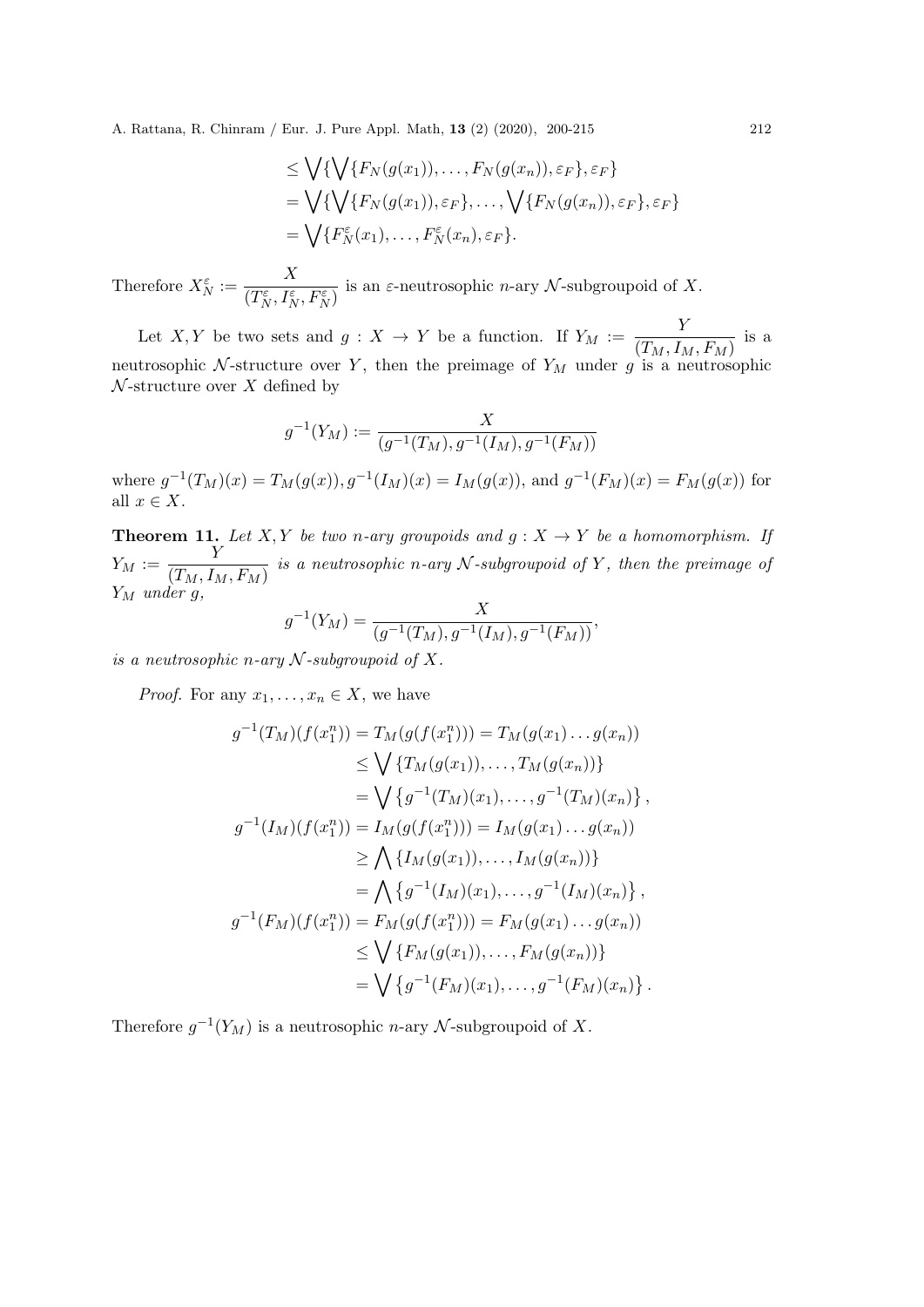$$
\begin{aligned}
&\leq \bigvee\{\bigvee\{F_N(g(x_1)), \ldots, F_N(g(x_n)), \varepsilon_F\}, \varepsilon_F\} \\
&= \bigvee\{\bigvee\{F_N(g(x_1)), \varepsilon_F\}, \ldots, \bigvee\{F_N(g(x_n)), \varepsilon_F\}, \varepsilon_F\} \\
&= \bigvee\{F_N^{\varepsilon}(x_1), \ldots, F_N^{\varepsilon}(x_n), \varepsilon_F\}.
\end{aligned}
$$

Therefore $X_N^{\varepsilon} := \dfrac{X}{(T_N^{\varepsilon}, I_N^{\varepsilon}, F_N^{\varepsilon})}$ is an $\varepsilon$-neutrosophic $n$-ary $\mathcal{N}$-subgroupoid of $X$.

Let $X, Y$ be two sets and $g : X \to Y$ be a function. If $Y_M := \dfrac{Y}{(T_M, I_M, F_M)}$ is a neutrosophic $\mathcal{N}$-structure over $Y$, then the preimage of $Y_M$ under $g$ is a neutrosophic $\mathcal{N}$-structure over $X$ defined by

$$
g^{-1}(Y_M) := \frac{X}{(g^{-1}(T_M), g^{-1}(I_M), g^{-1}(F_M))}
$$

where $g^{-1}(T_M)(x) = T_M(g(x)), g^{-1}(I_M)(x) = I_M(g(x))$, and $g^{-1}(F_M)(x) = F_M(g(x))$ for all $x \in X$.

**Theorem 11.** *Let $X, Y$ be two $n$-ary groupoids and $g : X \to Y$ be a homomorphism. If $Y_M := \dfrac{Y}{(T_M, I_M, F_M)}$ is a neutrosophic $n$-ary $\mathcal{N}$-subgroupoid of $Y$, then the preimage of $Y_M$ under $g$,*

$$
g^{-1}(Y_M) = \frac{X}{(g^{-1}(T_M), g^{-1}(I_M), g^{-1}(F_M))},
$$

*is a neutrosophic $n$-ary $\mathcal{N}$-subgroupoid of $X$.*

*Proof.* For any $x_1, \ldots, x_n \in X$, we have

$$
\begin{aligned}
g^{-1}(T_M)(f(x_1^n)) &= T_M(g(f(x_1^n))) = T_M(g(x_1) \ldots g(x_n)) \\
&\leq \bigvee \{T_M(g(x_1)), \ldots, T_M(g(x_n))\} \\
&= \bigvee \left\{g^{-1}(T_M)(x_1), \ldots, g^{-1}(T_M)(x_n)\right\}, \\
g^{-1}(I_M)(f(x_1^n)) &= I_M(g(f(x_1^n))) = I_M(g(x_1) \ldots g(x_n)) \\
&\geq \bigwedge \{I_M(g(x_1)), \ldots, I_M(g(x_n))\} \\
&= \bigwedge \left\{g^{-1}(I_M)(x_1), \ldots, g^{-1}(I_M)(x_n)\right\}, \\
g^{-1}(F_M)(f(x_1^n)) &= F_M(g(f(x_1^n))) = F_M(g(x_1) \ldots g(x_n)) \\
&\leq \bigvee \{F_M(g(x_1)), \ldots, F_M(g(x_n))\} \\
&= \bigvee \left\{g^{-1}(F_M)(x_1), \ldots, g^{-1}(F_M)(x_n)\right\}.
\end{aligned}
$$

Therefore $g^{-1}(Y_M)$ is a neutrosophic $n$-ary $\mathcal{N}$-subgroupoid of $X$.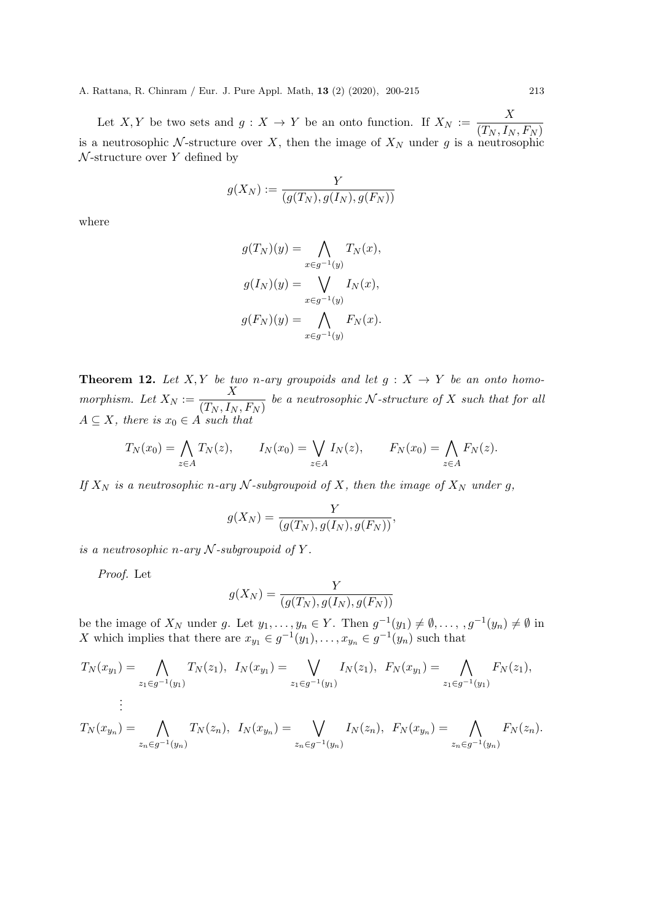Let $X, Y$ be two sets and $g : X \to Y$ be an onto function. If $X_N := \dfrac{X}{(T_N, I_N, F_N)}$ is a neutrosophic $\mathcal{N}$-structure over $X$, then the image of $X_N$ under $g$ is a neutrosophic $\mathcal{N}$-structure over $Y$ defined by

$$g(X_N) := \frac{Y}{(g(T_N), g(I_N), g(F_N))}$$

where

$$g(T_N)(y) = \bigwedge_{x \in g^{-1}(y)} T_N(x),$$

$$g(I_N)(y) = \bigvee_{x \in g^{-1}(y)} I_N(x),$$

$$g(F_N)(y) = \bigwedge_{x \in g^{-1}(y)} F_N(x).$$

**Theorem 12.** *Let $X, Y$ be two $n$-ary groupoids and let $g : X \to Y$ be an onto homomorphism. Let $X_N := \dfrac{X}{(T_N, I_N, F_N)}$ be a neutrosophic $\mathcal{N}$-structure of $X$ such that for all $A \subseteq X$, there is $x_0 \in A$ such that*

$$T_N(x_0) = \bigwedge_{z \in A} T_N(z), \qquad I_N(x_0) = \bigvee_{z \in A} I_N(z), \qquad F_N(x_0) = \bigwedge_{z \in A} F_N(z).$$

*If $X_N$ is a neutrosophic $n$-ary $\mathcal{N}$-subgroupoid of $X$, then the image of $X_N$ under $g$,*

$$g(X_N) = \frac{Y}{(g(T_N), g(I_N), g(F_N))},$$

*is a neutrosophic $n$-ary $\mathcal{N}$-subgroupoid of $Y$.*

*Proof.* Let

$$g(X_N) = \frac{Y}{(g(T_N), g(I_N), g(F_N))}$$

be the image of $X_N$ under $g$. Let $y_1, \ldots, y_n \in Y$. Then $g^{-1}(y_1) \neq \emptyset, \ldots, , g^{-1}(y_n) \neq \emptyset$ in $X$ which implies that there are $x_{y_1} \in g^{-1}(y_1), \ldots, x_{y_n} \in g^{-1}(y_n)$ such that

$$T_N(x_{y_1}) = \bigwedge_{z_1 \in g^{-1}(y_1)} T_N(z_1), \;\; I_N(x_{y_1}) = \bigvee_{z_1 \in g^{-1}(y_1)} I_N(z_1), \;\; F_N(x_{y_1}) = \bigwedge_{z_1 \in g^{-1}(y_1)} F_N(z_1),$$

$$\vdots$$

$$T_N(x_{y_n}) = \bigwedge_{z_n \in g^{-1}(y_n)} T_N(z_n), \;\; I_N(x_{y_n}) = \bigvee_{z_n \in g^{-1}(y_n)} I_N(z_n), \;\; F_N(x_{y_n}) = \bigwedge_{z_n \in g^{-1}(y_n)} F_N(z_n).$$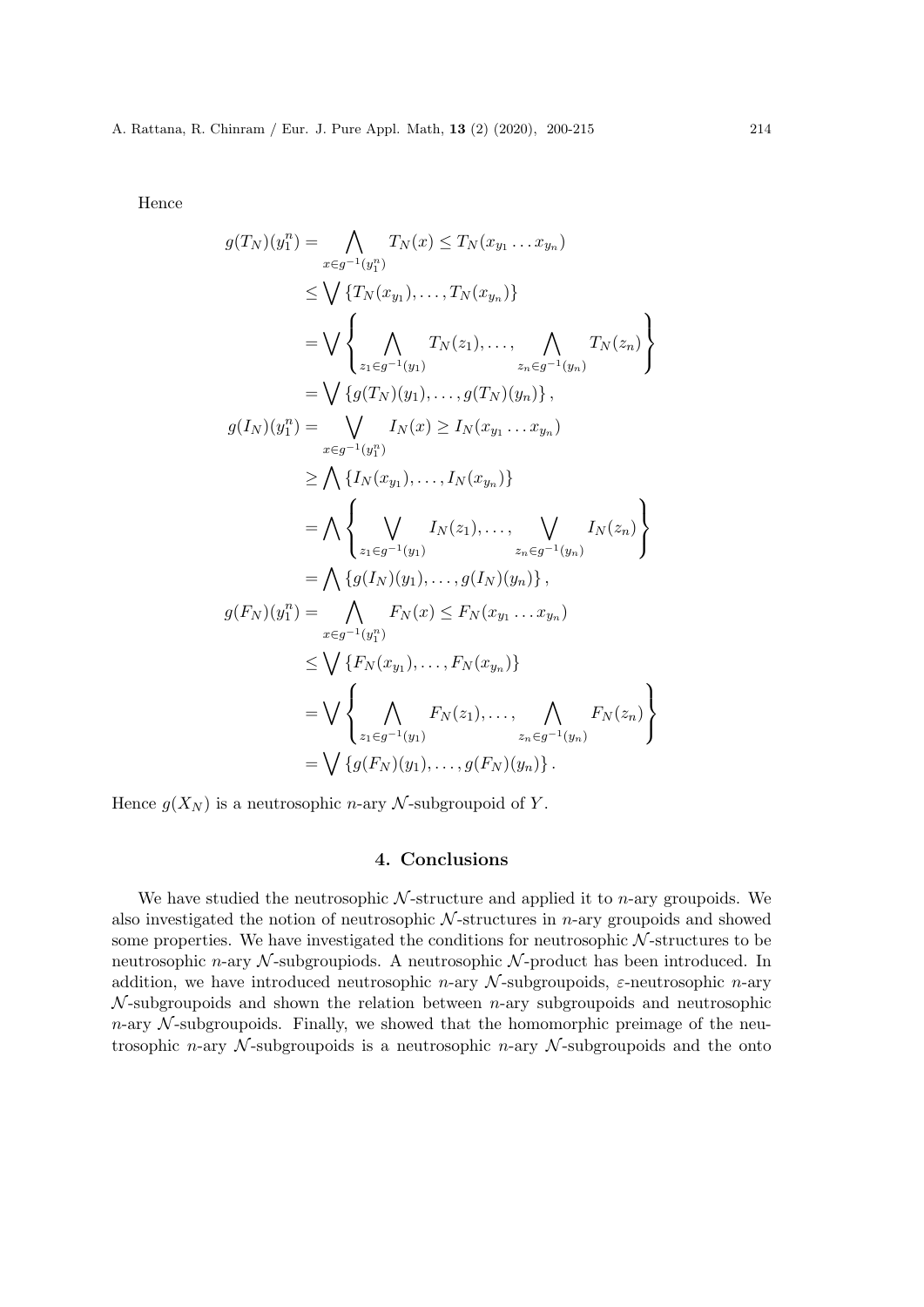Hence

$$
\begin{aligned}
g(T_N)(y_1^n) &= \bigwedge_{x \in g^{-1}(y_1^n)} T_N(x) \leq T_N(x_{y_1} \dots x_{y_n}) \\
&\leq \bigvee \{T_N(x_{y_1}), \dots, T_N(x_{y_n})\} \\
&= \bigvee \left\{ \bigwedge_{z_1 \in g^{-1}(y_1)} T_N(z_1), \dots, \bigwedge_{z_n \in g^{-1}(y_n)} T_N(z_n) \right\} \\
&= \bigvee \{g(T_N)(y_1), \dots, g(T_N)(y_n)\}, \\
g(I_N)(y_1^n) &= \bigvee_{x \in g^{-1}(y_1^n)} I_N(x) \geq I_N(x_{y_1} \dots x_{y_n}) \\
&\geq \bigwedge \{I_N(x_{y_1}), \dots, I_N(x_{y_n})\} \\
&= \bigwedge \left\{ \bigvee_{z_1 \in g^{-1}(y_1)} I_N(z_1), \dots, \bigvee_{z_n \in g^{-1}(y_n)} I_N(z_n) \right\} \\
&= \bigwedge \{g(I_N)(y_1), \dots, g(I_N)(y_n)\}, \\
g(F_N)(y_1^n) &= \bigwedge_{x \in g^{-1}(y_1^n)} F_N(x) \leq F_N(x_{y_1} \dots x_{y_n}) \\
&\leq \bigvee \{F_N(x_{y_1}), \dots, F_N(x_{y_n})\} \\
&= \bigvee \left\{ \bigwedge_{z_1 \in g^{-1}(y_1)} F_N(z_1), \dots, \bigwedge_{z_n \in g^{-1}(y_n)} F_N(z_n) \right\} \\
&= \bigvee \{g(F_N)(y_1), \dots, g(F_N)(y_n)\}.
\end{aligned}
$$

Hence $g(X_N)$ is a neutrosophic $n$-ary $\mathcal{N}$-subgroupoid of $Y$.

## 4. Conclusions

We have studied the neutrosophic $\mathcal{N}$-structure and applied it to $n$-ary groupoids. We also investigated the notion of neutrosophic $\mathcal{N}$-structures in $n$-ary groupoids and showed some properties. We have investigated the conditions for neutrosophic $\mathcal{N}$-structures to be neutrosophic $n$-ary $\mathcal{N}$-subgroupiods. A neutrosophic $\mathcal{N}$-product has been introduced. In addition, we have introduced neutrosophic $n$-ary $\mathcal{N}$-subgroupoids, $\varepsilon$-neutrosophic $n$-ary $\mathcal{N}$-subgroupoids and shown the relation between $n$-ary subgroupoids and neutrosophic $n$-ary $\mathcal{N}$-subgroupoids. Finally, we showed that the homomorphic preimage of the neutrosophic $n$-ary $\mathcal{N}$-subgroupoids is a neutrosophic $n$-ary $\mathcal{N}$-subgroupoids and the onto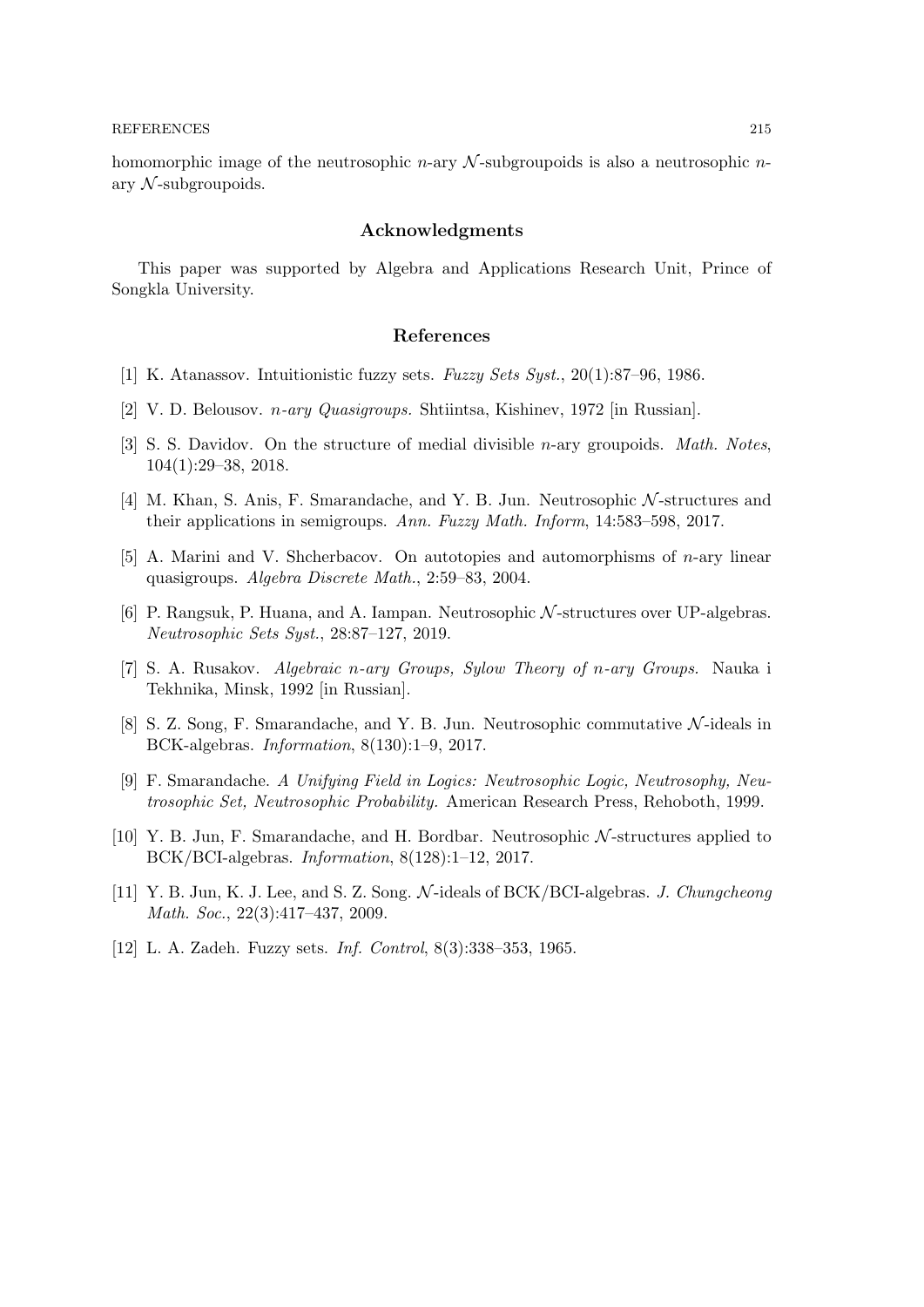homomorphic image of the neutrosophic $n$-ary $\mathcal{N}$-subgroupoids is also a neutrosophic $n$-ary $\mathcal{N}$-subgroupoids.

## Acknowledgments

This paper was supported by Algebra and Applications Research Unit, Prince of Songkla University.

## References

[1] K. Atanassov. Intuitionistic fuzzy sets. *Fuzzy Sets Syst.*, 20(1):87–96, 1986.

[2] V. D. Belousov. *$n$-ary Quasigroups.* Shtiintsa, Kishinev, 1972 [in Russian].

[3] S. S. Davidov. On the structure of medial divisible $n$-ary groupoids. *Math. Notes*, 104(1):29–38, 2018.

[4] M. Khan, S. Anis, F. Smarandache, and Y. B. Jun. Neutrosophic $\mathcal{N}$-structures and their applications in semigroups. *Ann. Fuzzy Math. Inform*, 14:583–598, 2017.

[5] A. Marini and V. Shcherbacov. On autotopies and automorphisms of $n$-ary linear quasigroups. *Algebra Discrete Math.*, 2:59–83, 2004.

[6] P. Rangsuk, P. Huana, and A. Iampan. Neutrosophic $\mathcal{N}$-structures over UP-algebras. *Neutrosophic Sets Syst.*, 28:87–127, 2019.

[7] S. A. Rusakov. *Algebraic $n$-ary Groups, Sylow Theory of $n$-ary Groups.* Nauka i Tekhnika, Minsk, 1992 [in Russian].

[8] S. Z. Song, F. Smarandache, and Y. B. Jun. Neutrosophic commutative $\mathcal{N}$-ideals in BCK-algebras. *Information*, 8(130):1–9, 2017.

[9] F. Smarandache. *A Unifying Field in Logics: Neutrosophic Logic, Neutrosophy, Neutrosophic Set, Neutrosophic Probability.* American Research Press, Rehoboth, 1999.

[10] Y. B. Jun, F. Smarandache, and H. Bordbar. Neutrosophic $\mathcal{N}$-structures applied to BCK/BCI-algebras. *Information*, 8(128):1–12, 2017.

[11] Y. B. Jun, K. J. Lee, and S. Z. Song. $\mathcal{N}$-ideals of BCK/BCI-algebras. *J. Chungcheong Math. Soc.*, 22(3):417–437, 2009.

[12] L. A. Zadeh. Fuzzy sets. *Inf. Control*, 8(3):338–353, 1965.